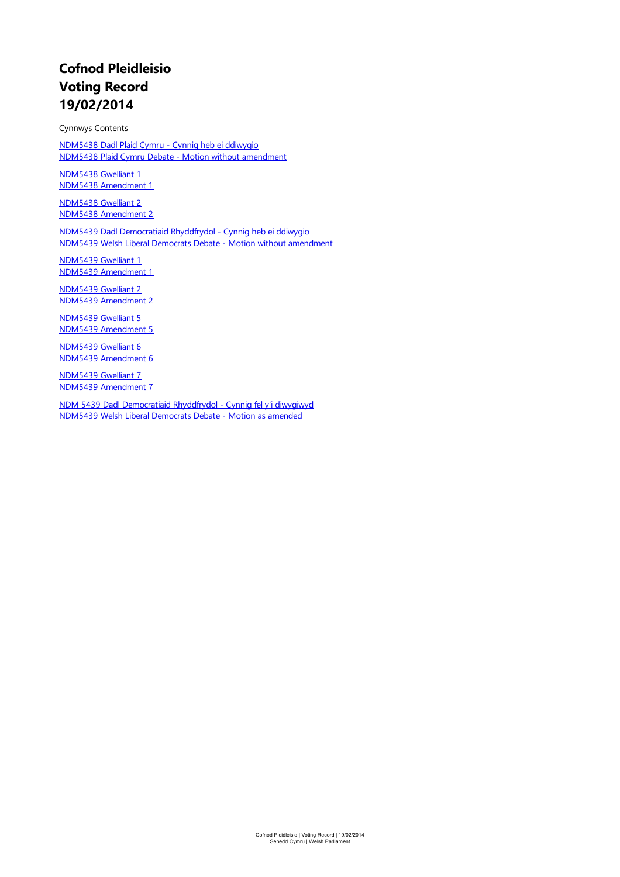# Cofnod Pleidleisio
# Voting Record
# 19/02/2014

Cynnwys Contents

NDM5438 Dadl Plaid Cymru - Cynnig heb ei ddiwygio
NDM5438 Plaid Cymru Debate - Motion without amendment

NDM5438 Gwelliant 1
NDM5438 Amendment 1

NDM5438 Gwelliant 2
NDM5438 Amendment 2

NDM5439 Dadl Democratiaid Rhyddfrydol - Cynnig heb ei ddiwygio
NDM5439 Welsh Liberal Democrats Debate - Motion without amendment

NDM5439 Gwelliant 1
NDM5439 Amendment 1

NDM5439 Gwelliant 2
NDM5439 Amendment 2

NDM5439 Gwelliant 5
NDM5439 Amendment 5

NDM5439 Gwelliant 6
NDM5439 Amendment 6

NDM5439 Gwelliant 7
NDM5439 Amendment 7

NDM 5439 Dadl Democratiaid Rhyddfrydol - Cynnig fel y'i diwygiwyd
NDM5439 Welsh Liberal Democrats Debate - Motion as amended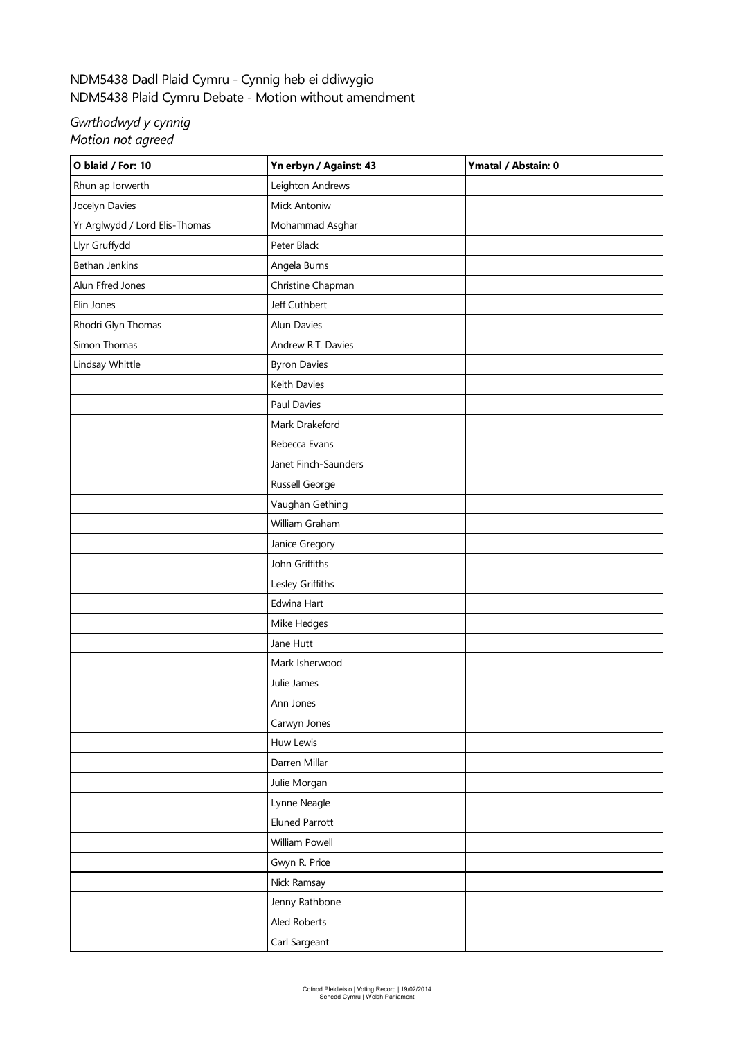NDM5438 Dadl Plaid Cymru - Cynnig heb ei ddiwygio
NDM5438 Plaid Cymru Debate - Motion without amendment

*Gwrthodwyd y cynnig*
*Motion not agreed*

| **O blaid / For: 10** | **Yn erbyn / Against: 43** | **Ymatal / Abstain: 0** |
|---|---|---|
| Rhun ap Iorwerth | Leighton Andrews | |
| Jocelyn Davies | Mick Antoniw | |
| Yr Arglwydd / Lord Elis-Thomas | Mohammad Asghar | |
| Llyr Gruffydd | Peter Black | |
| Bethan Jenkins | Angela Burns | |
| Alun Ffred Jones | Christine Chapman | |
| Elin Jones | Jeff Cuthbert | |
| Rhodri Glyn Thomas | Alun Davies | |
| Simon Thomas | Andrew R.T. Davies | |
| Lindsay Whittle | Byron Davies | |
| | Keith Davies | |
| | Paul Davies | |
| | Mark Drakeford | |
| | Rebecca Evans | |
| | Janet Finch-Saunders | |
| | Russell George | |
| | Vaughan Gething | |
| | William Graham | |
| | Janice Gregory | |
| | John Griffiths | |
| | Lesley Griffiths | |
| | Edwina Hart | |
| | Mike Hedges | |
| | Jane Hutt | |
| | Mark Isherwood | |
| | Julie James | |
| | Ann Jones | |
| | Carwyn Jones | |
| | Huw Lewis | |
| | Darren Millar | |
| | Julie Morgan | |
| | Lynne Neagle | |
| | Eluned Parrott | |
| | William Powell | |
| | Gwyn R. Price | |
| | Nick Ramsay | |
| | Jenny Rathbone | |
| | Aled Roberts | |
| | Carl Sargeant | |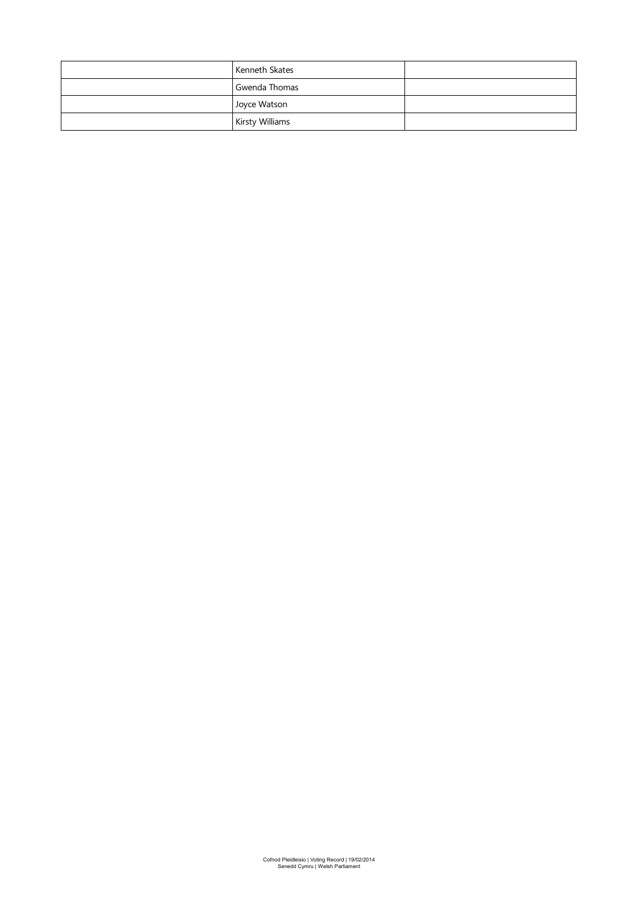| | | |
|---|---|---|
| | Kenneth Skates | |
| | Gwenda Thomas | |
| | Joyce Watson | |
| | Kirsty Williams | |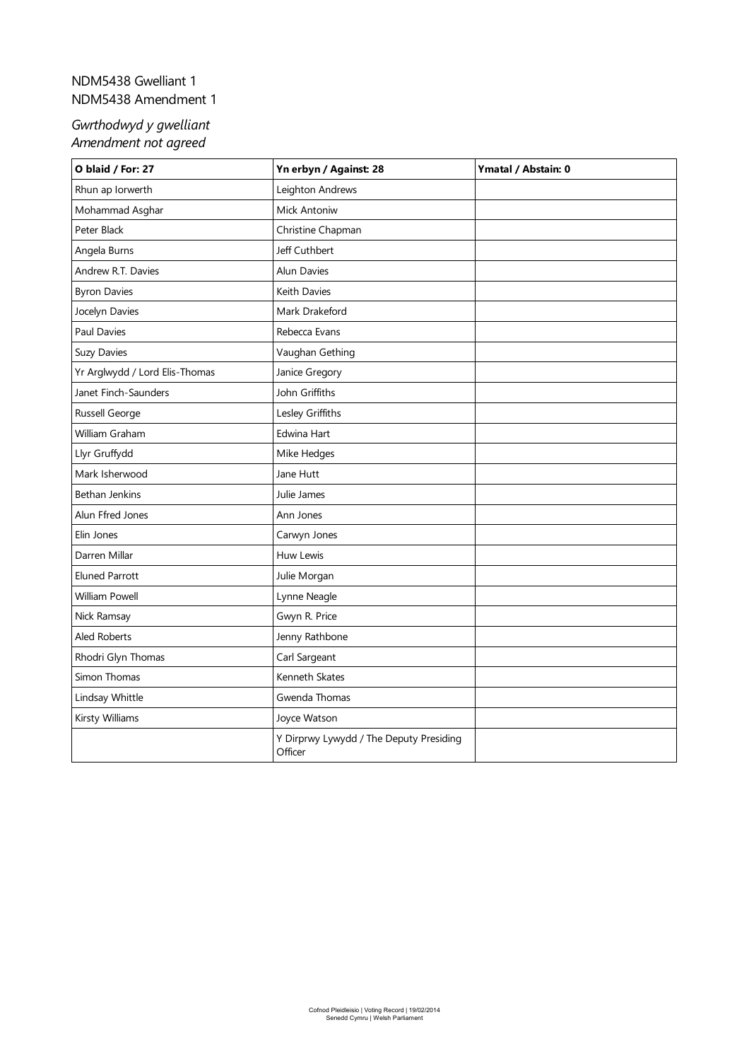NDM5438 Gwelliant 1
NDM5438 Amendment 1

*Gwrthodwyd y gwelliant*
*Amendment not agreed*

| O blaid / For: 27 | Yn erbyn / Against: 28 | Ymatal / Abstain: 0 |
|---|---|---|
| Rhun ap Iorwerth | Leighton Andrews | |
| Mohammad Asghar | Mick Antoniw | |
| Peter Black | Christine Chapman | |
| Angela Burns | Jeff Cuthbert | |
| Andrew R.T. Davies | Alun Davies | |
| Byron Davies | Keith Davies | |
| Jocelyn Davies | Mark Drakeford | |
| Paul Davies | Rebecca Evans | |
| Suzy Davies | Vaughan Gething | |
| Yr Arglwydd / Lord Elis-Thomas | Janice Gregory | |
| Janet Finch-Saunders | John Griffiths | |
| Russell George | Lesley Griffiths | |
| William Graham | Edwina Hart | |
| Llyr Gruffydd | Mike Hedges | |
| Mark Isherwood | Jane Hutt | |
| Bethan Jenkins | Julie James | |
| Alun Ffred Jones | Ann Jones | |
| Elin Jones | Carwyn Jones | |
| Darren Millar | Huw Lewis | |
| Eluned Parrott | Julie Morgan | |
| William Powell | Lynne Neagle | |
| Nick Ramsay | Gwyn R. Price | |
| Aled Roberts | Jenny Rathbone | |
| Rhodri Glyn Thomas | Carl Sargeant | |
| Simon Thomas | Kenneth Skates | |
| Lindsay Whittle | Gwenda Thomas | |
| Kirsty Williams | Joyce Watson | |
| | Y Dirprwy Lywydd / The Deputy Presiding Officer | |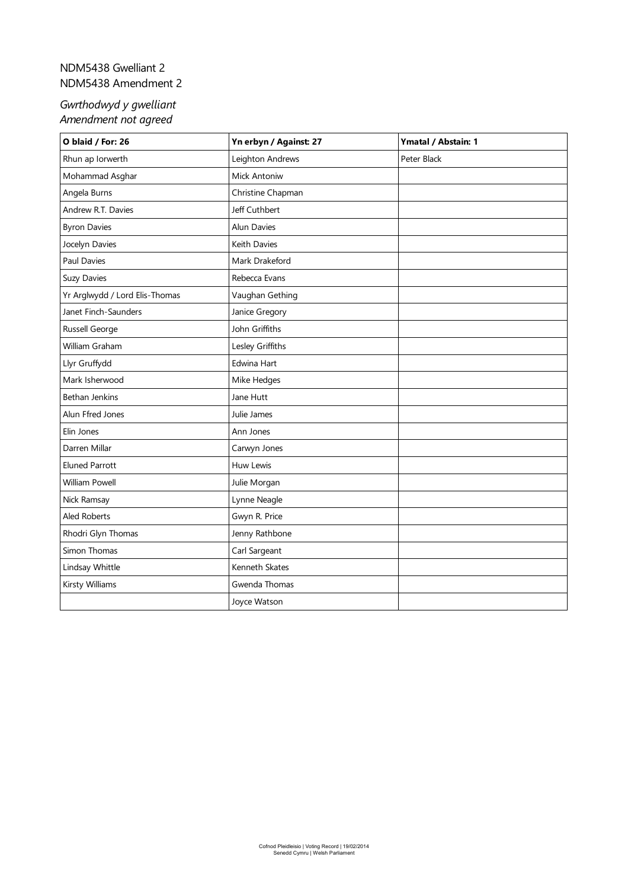NDM5438 Gwelliant 2
NDM5438 Amendment 2

*Gwrthodwyd y gwelliant*
*Amendment not agreed*

| O blaid / For: 26 | Yn erbyn / Against: 27 | Ymatal / Abstain: 1 |
|---|---|---|
| Rhun ap Iorwerth | Leighton Andrews | Peter Black |
| Mohammad Asghar | Mick Antoniw | |
| Angela Burns | Christine Chapman | |
| Andrew R.T. Davies | Jeff Cuthbert | |
| Byron Davies | Alun Davies | |
| Jocelyn Davies | Keith Davies | |
| Paul Davies | Mark Drakeford | |
| Suzy Davies | Rebecca Evans | |
| Yr Arglwydd / Lord Elis-Thomas | Vaughan Gething | |
| Janet Finch-Saunders | Janice Gregory | |
| Russell George | John Griffiths | |
| William Graham | Lesley Griffiths | |
| Llyr Gruffydd | Edwina Hart | |
| Mark Isherwood | Mike Hedges | |
| Bethan Jenkins | Jane Hutt | |
| Alun Ffred Jones | Julie James | |
| Elin Jones | Ann Jones | |
| Darren Millar | Carwyn Jones | |
| Eluned Parrott | Huw Lewis | |
| William Powell | Julie Morgan | |
| Nick Ramsay | Lynne Neagle | |
| Aled Roberts | Gwyn R. Price | |
| Rhodri Glyn Thomas | Jenny Rathbone | |
| Simon Thomas | Carl Sargeant | |
| Lindsay Whittle | Kenneth Skates | |
| Kirsty Williams | Gwenda Thomas | |
| | Joyce Watson | |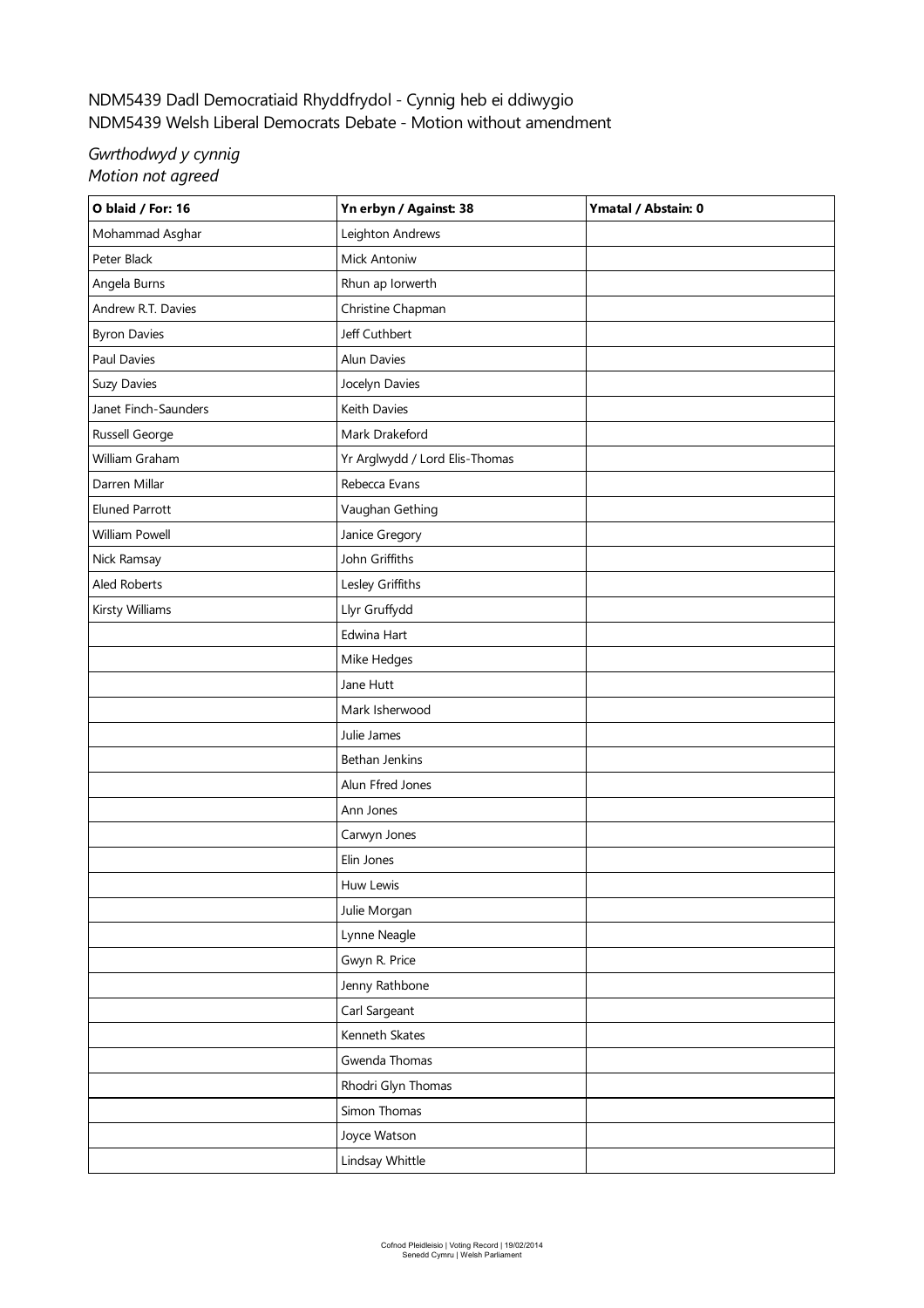NDM5439 Dadl Democratiaid Rhyddfrydol - Cynnig heb ei ddiwygio
NDM5439 Welsh Liberal Democrats Debate - Motion without amendment

*Gwrthodwyd y cynnig*
*Motion not agreed*

| O blaid / For: 16 | Yn erbyn / Against: 38 | Ymatal / Abstain: 0 |
|---|---|---|
| Mohammad Asghar | Leighton Andrews | |
| Peter Black | Mick Antoniw | |
| Angela Burns | Rhun ap Iorwerth | |
| Andrew R.T. Davies | Christine Chapman | |
| Byron Davies | Jeff Cuthbert | |
| Paul Davies | Alun Davies | |
| Suzy Davies | Jocelyn Davies | |
| Janet Finch-Saunders | Keith Davies | |
| Russell George | Mark Drakeford | |
| William Graham | Yr Arglwydd / Lord Elis-Thomas | |
| Darren Millar | Rebecca Evans | |
| Eluned Parrott | Vaughan Gething | |
| William Powell | Janice Gregory | |
| Nick Ramsay | John Griffiths | |
| Aled Roberts | Lesley Griffiths | |
| Kirsty Williams | Llyr Gruffydd | |
| | Edwina Hart | |
| | Mike Hedges | |
| | Jane Hutt | |
| | Mark Isherwood | |
| | Julie James | |
| | Bethan Jenkins | |
| | Alun Ffred Jones | |
| | Ann Jones | |
| | Carwyn Jones | |
| | Elin Jones | |
| | Huw Lewis | |
| | Julie Morgan | |
| | Lynne Neagle | |
| | Gwyn R. Price | |
| | Jenny Rathbone | |
| | Carl Sargeant | |
| | Kenneth Skates | |
| | Gwenda Thomas | |
| | Rhodri Glyn Thomas | |
| | Simon Thomas | |
| | Joyce Watson | |
| | Lindsay Whittle | |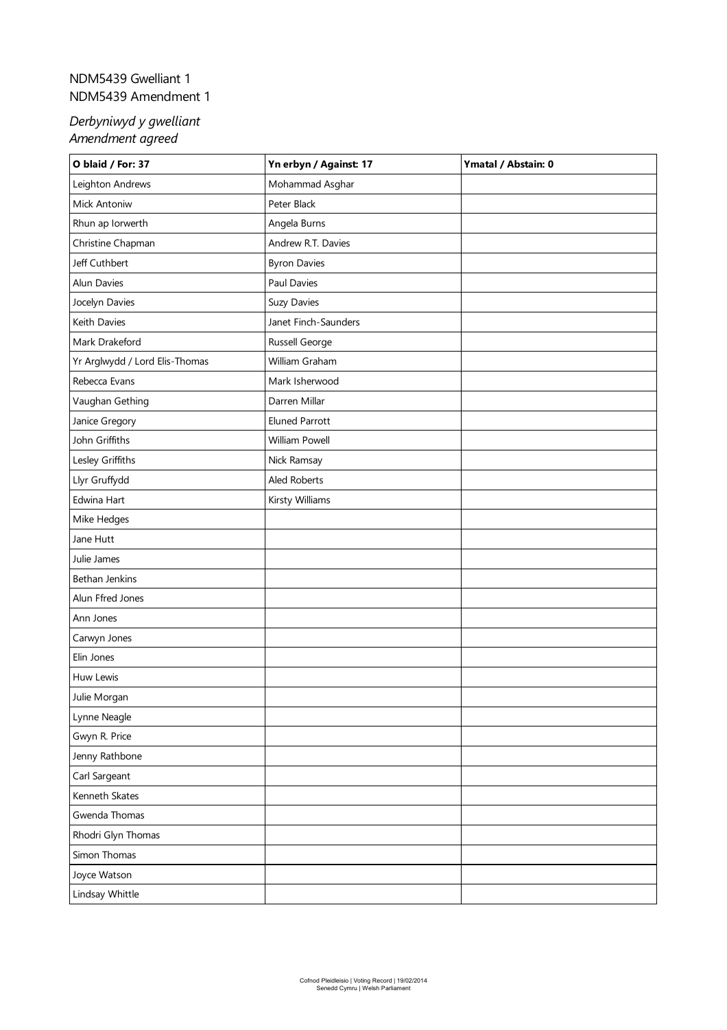NDM5439 Gwelliant 1
NDM5439 Amendment 1

*Derbyniwyd y gwelliant*
*Amendment agreed*

| O blaid / For: 37 | Yn erbyn / Against: 17 | Ymatal / Abstain: 0 |
|---|---|---|
| Leighton Andrews | Mohammad Asghar | |
| Mick Antoniw | Peter Black | |
| Rhun ap Iorwerth | Angela Burns | |
| Christine Chapman | Andrew R.T. Davies | |
| Jeff Cuthbert | Byron Davies | |
| Alun Davies | Paul Davies | |
| Jocelyn Davies | Suzy Davies | |
| Keith Davies | Janet Finch-Saunders | |
| Mark Drakeford | Russell George | |
| Yr Arglwydd / Lord Elis-Thomas | William Graham | |
| Rebecca Evans | Mark Isherwood | |
| Vaughan Gething | Darren Millar | |
| Janice Gregory | Eluned Parrott | |
| John Griffiths | William Powell | |
| Lesley Griffiths | Nick Ramsay | |
| Llyr Gruffydd | Aled Roberts | |
| Edwina Hart | Kirsty Williams | |
| Mike Hedges | | |
| Jane Hutt | | |
| Julie James | | |
| Bethan Jenkins | | |
| Alun Ffred Jones | | |
| Ann Jones | | |
| Carwyn Jones | | |
| Elin Jones | | |
| Huw Lewis | | |
| Julie Morgan | | |
| Lynne Neagle | | |
| Gwyn R. Price | | |
| Jenny Rathbone | | |
| Carl Sargeant | | |
| Kenneth Skates | | |
| Gwenda Thomas | | |
| Rhodri Glyn Thomas | | |
| Simon Thomas | | |
| Joyce Watson | | |
| Lindsay Whittle | | |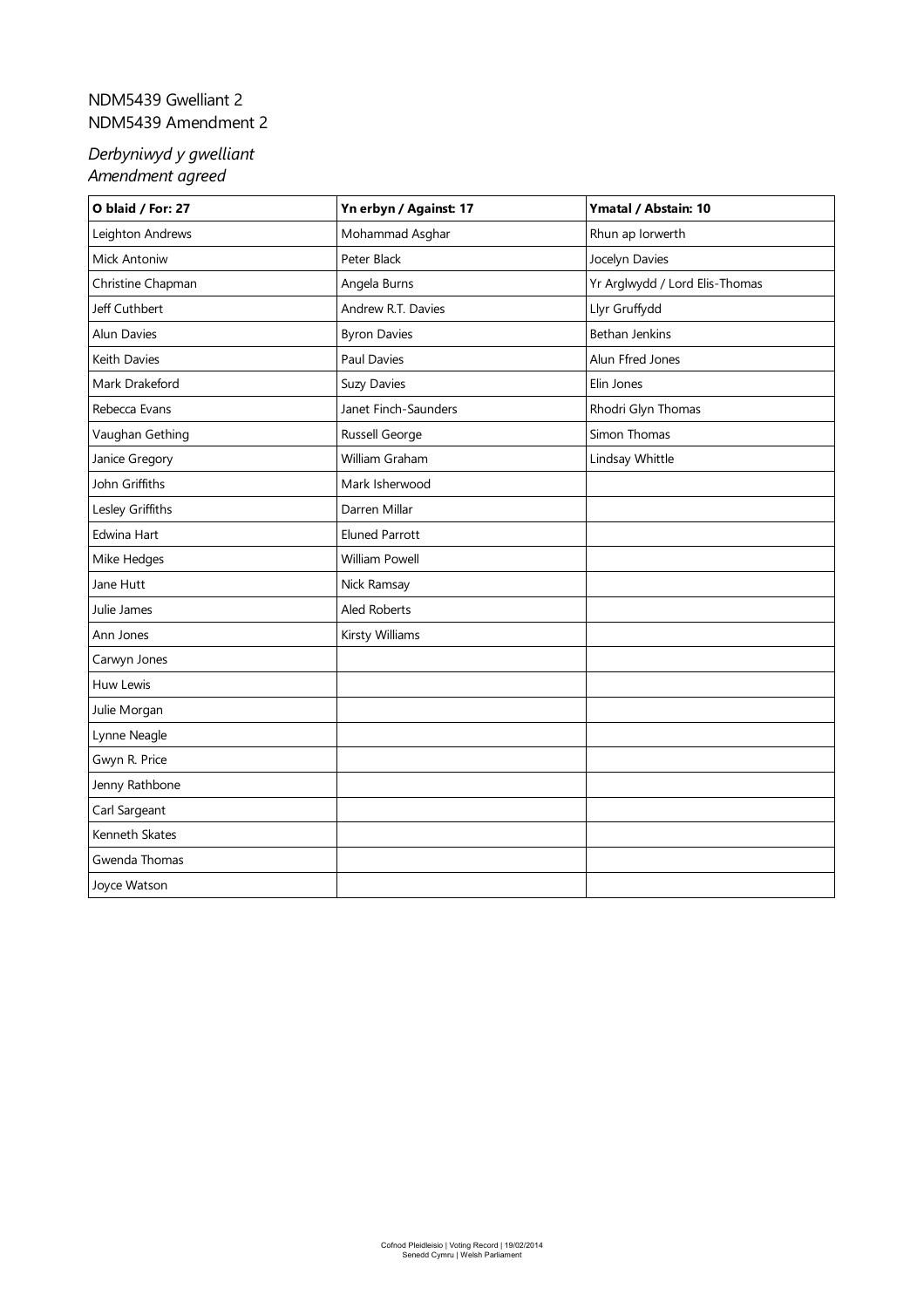NDM5439 Gwelliant 2
NDM5439 Amendment 2

*Derbyniwyd y gwelliant*
*Amendment agreed*

| O blaid / For: 27 | Yn erbyn / Against: 17 | Ymatal / Abstain: 10 |
|---|---|---|
| Leighton Andrews | Mohammad Asghar | Rhun ap Iorwerth |
| Mick Antoniw | Peter Black | Jocelyn Davies |
| Christine Chapman | Angela Burns | Yr Arglwydd / Lord Elis-Thomas |
| Jeff Cuthbert | Andrew R.T. Davies | Llyr Gruffydd |
| Alun Davies | Byron Davies | Bethan Jenkins |
| Keith Davies | Paul Davies | Alun Ffred Jones |
| Mark Drakeford | Suzy Davies | Elin Jones |
| Rebecca Evans | Janet Finch-Saunders | Rhodri Glyn Thomas |
| Vaughan Gething | Russell George | Simon Thomas |
| Janice Gregory | William Graham | Lindsay Whittle |
| John Griffiths | Mark Isherwood | |
| Lesley Griffiths | Darren Millar | |
| Edwina Hart | Eluned Parrott | |
| Mike Hedges | William Powell | |
| Jane Hutt | Nick Ramsay | |
| Julie James | Aled Roberts | |
| Ann Jones | Kirsty Williams | |
| Carwyn Jones | | |
| Huw Lewis | | |
| Julie Morgan | | |
| Lynne Neagle | | |
| Gwyn R. Price | | |
| Jenny Rathbone | | |
| Carl Sargeant | | |
| Kenneth Skates | | |
| Gwenda Thomas | | |
| Joyce Watson | | |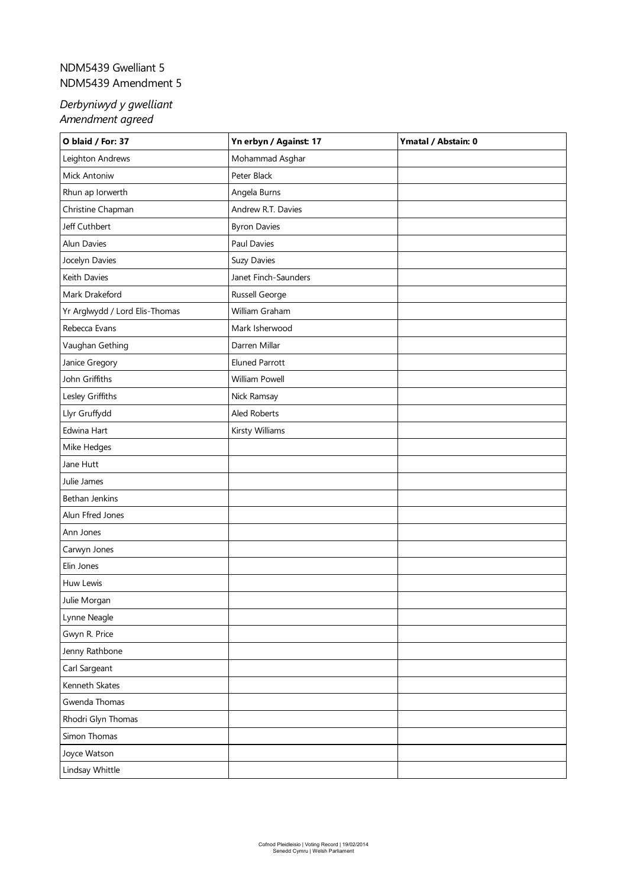NDM5439 Gwelliant 5
NDM5439 Amendment 5

*Derbyniwyd y gwelliant*
*Amendment agreed*

| **O blaid / For: 37** | **Yn erbyn / Against: 17** | **Ymatal / Abstain: 0** |
|---|---|---|
| Leighton Andrews | Mohammad Asghar | |
| Mick Antoniw | Peter Black | |
| Rhun ap Iorwerth | Angela Burns | |
| Christine Chapman | Andrew R.T. Davies | |
| Jeff Cuthbert | Byron Davies | |
| Alun Davies | Paul Davies | |
| Jocelyn Davies | Suzy Davies | |
| Keith Davies | Janet Finch-Saunders | |
| Mark Drakeford | Russell George | |
| Yr Arglwydd / Lord Elis-Thomas | William Graham | |
| Rebecca Evans | Mark Isherwood | |
| Vaughan Gething | Darren Millar | |
| Janice Gregory | Eluned Parrott | |
| John Griffiths | William Powell | |
| Lesley Griffiths | Nick Ramsay | |
| Llyr Gruffydd | Aled Roberts | |
| Edwina Hart | Kirsty Williams | |
| Mike Hedges | | |
| Jane Hutt | | |
| Julie James | | |
| Bethan Jenkins | | |
| Alun Ffred Jones | | |
| Ann Jones | | |
| Carwyn Jones | | |
| Elin Jones | | |
| Huw Lewis | | |
| Julie Morgan | | |
| Lynne Neagle | | |
| Gwyn R. Price | | |
| Jenny Rathbone | | |
| Carl Sargeant | | |
| Kenneth Skates | | |
| Gwenda Thomas | | |
| Rhodri Glyn Thomas | | |
| Simon Thomas | | |
| Joyce Watson | | |
| Lindsay Whittle | | |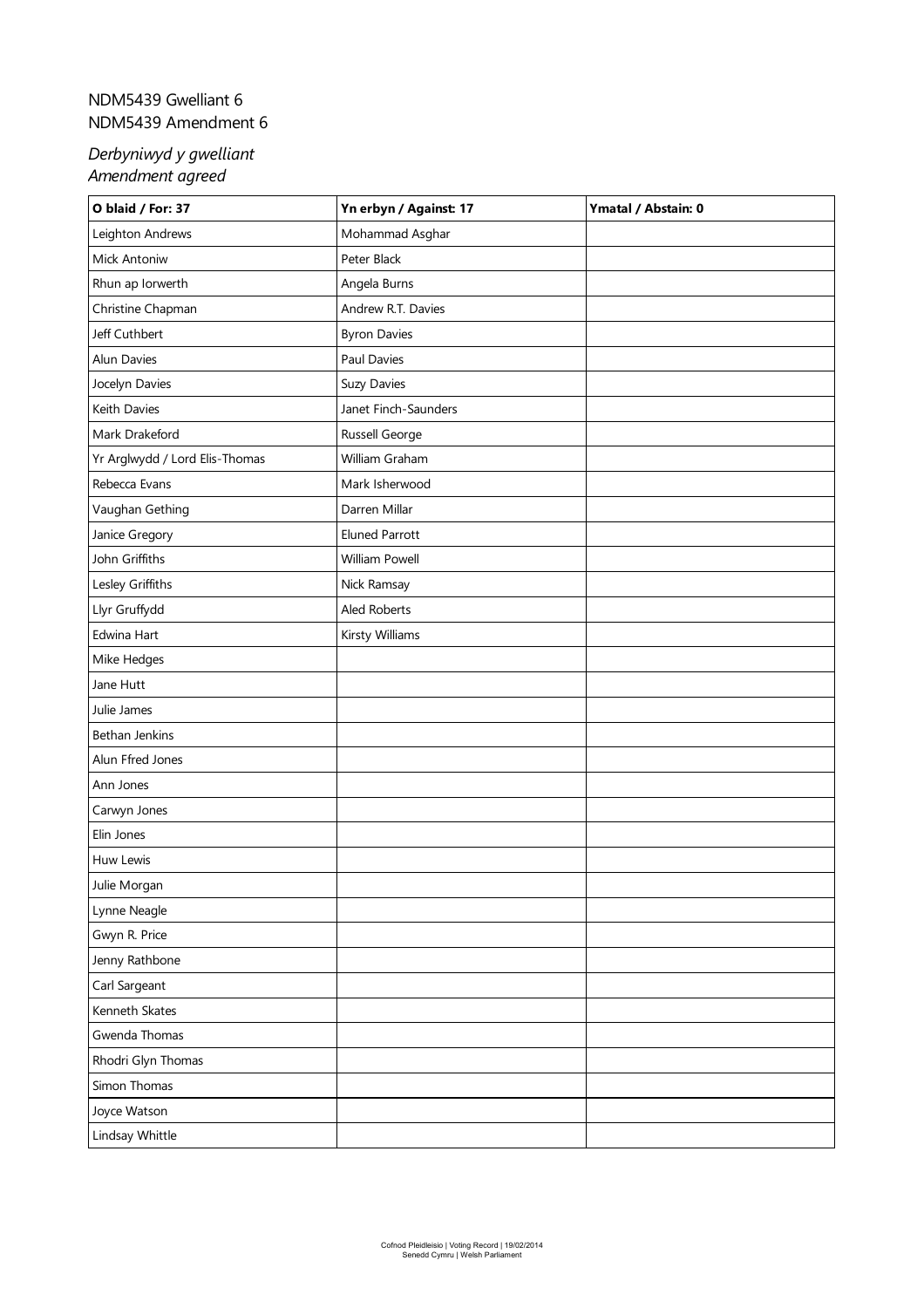NDM5439 Gwelliant 6
NDM5439 Amendment 6

*Derbyniwyd y gwelliant*
*Amendment agreed*

| O blaid / For: 37 | Yn erbyn / Against: 17 | Ymatal / Abstain: 0 |
|---|---|---|
| Leighton Andrews | Mohammad Asghar | |
| Mick Antoniw | Peter Black | |
| Rhun ap Iorwerth | Angela Burns | |
| Christine Chapman | Andrew R.T. Davies | |
| Jeff Cuthbert | Byron Davies | |
| Alun Davies | Paul Davies | |
| Jocelyn Davies | Suzy Davies | |
| Keith Davies | Janet Finch-Saunders | |
| Mark Drakeford | Russell George | |
| Yr Arglwydd / Lord Elis-Thomas | William Graham | |
| Rebecca Evans | Mark Isherwood | |
| Vaughan Gething | Darren Millar | |
| Janice Gregory | Eluned Parrott | |
| John Griffiths | William Powell | |
| Lesley Griffiths | Nick Ramsay | |
| Llyr Gruffydd | Aled Roberts | |
| Edwina Hart | Kirsty Williams | |
| Mike Hedges | | |
| Jane Hutt | | |
| Julie James | | |
| Bethan Jenkins | | |
| Alun Ffred Jones | | |
| Ann Jones | | |
| Carwyn Jones | | |
| Elin Jones | | |
| Huw Lewis | | |
| Julie Morgan | | |
| Lynne Neagle | | |
| Gwyn R. Price | | |
| Jenny Rathbone | | |
| Carl Sargeant | | |
| Kenneth Skates | | |
| Gwenda Thomas | | |
| Rhodri Glyn Thomas | | |
| Simon Thomas | | |
| Joyce Watson | | |
| Lindsay Whittle | | |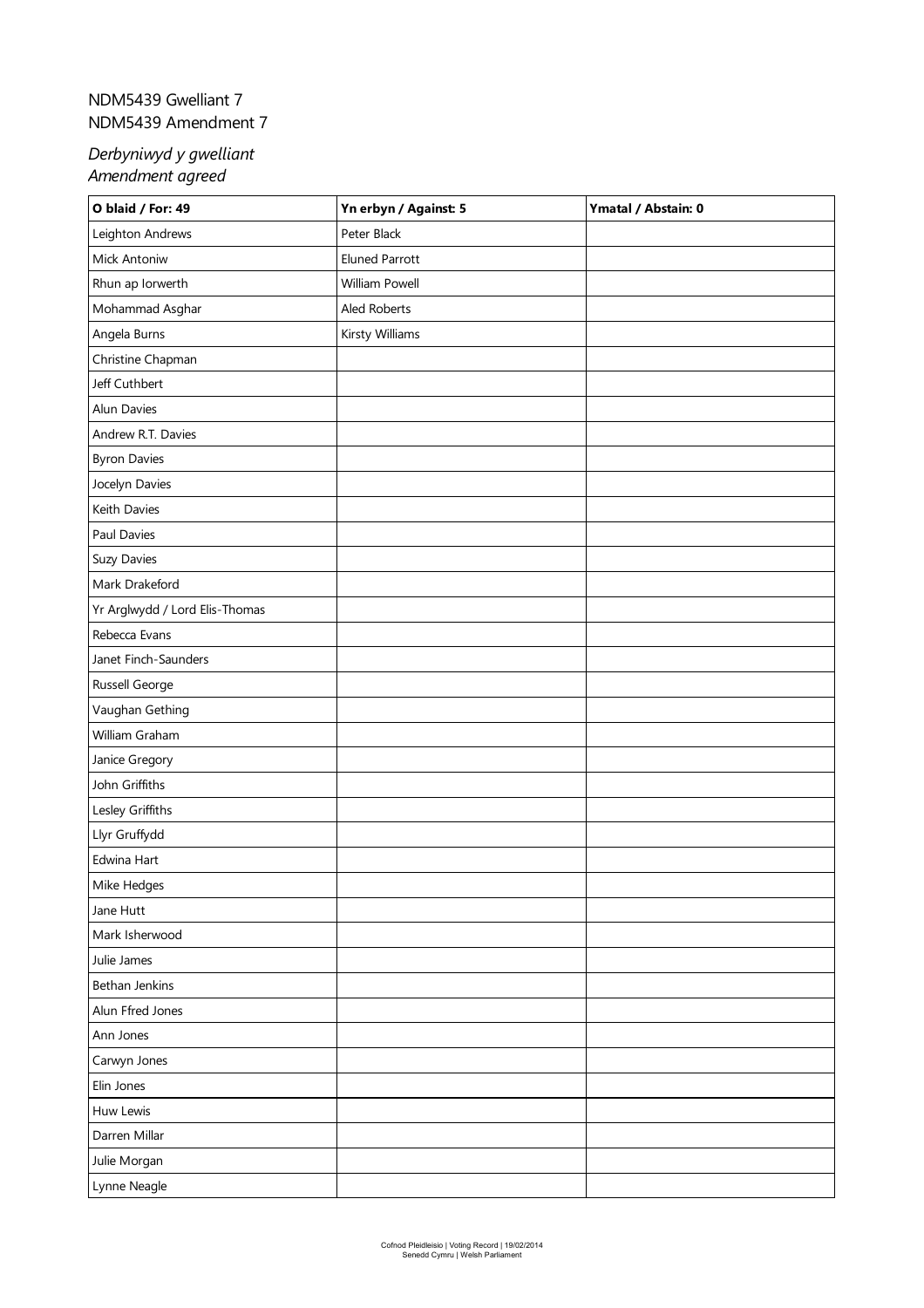NDM5439 Gwelliant 7
NDM5439 Amendment 7

*Derbyniwyd y gwelliant*
*Amendment agreed*

| O blaid / For: 49 | Yn erbyn / Against: 5 | Ymatal / Abstain: 0 |
|---|---|---|
| Leighton Andrews | Peter Black | |
| Mick Antoniw | Eluned Parrott | |
| Rhun ap Iorwerth | William Powell | |
| Mohammad Asghar | Aled Roberts | |
| Angela Burns | Kirsty Williams | |
| Christine Chapman | | |
| Jeff Cuthbert | | |
| Alun Davies | | |
| Andrew R.T. Davies | | |
| Byron Davies | | |
| Jocelyn Davies | | |
| Keith Davies | | |
| Paul Davies | | |
| Suzy Davies | | |
| Mark Drakeford | | |
| Yr Arglwydd / Lord Elis-Thomas | | |
| Rebecca Evans | | |
| Janet Finch-Saunders | | |
| Russell George | | |
| Vaughan Gething | | |
| William Graham | | |
| Janice Gregory | | |
| John Griffiths | | |
| Lesley Griffiths | | |
| Llyr Gruffydd | | |
| Edwina Hart | | |
| Mike Hedges | | |
| Jane Hutt | | |
| Mark Isherwood | | |
| Julie James | | |
| Bethan Jenkins | | |
| Alun Ffred Jones | | |
| Ann Jones | | |
| Carwyn Jones | | |
| Elin Jones | | |
| Huw Lewis | | |
| Darren Millar | | |
| Julie Morgan | | |
| Lynne Neagle | | |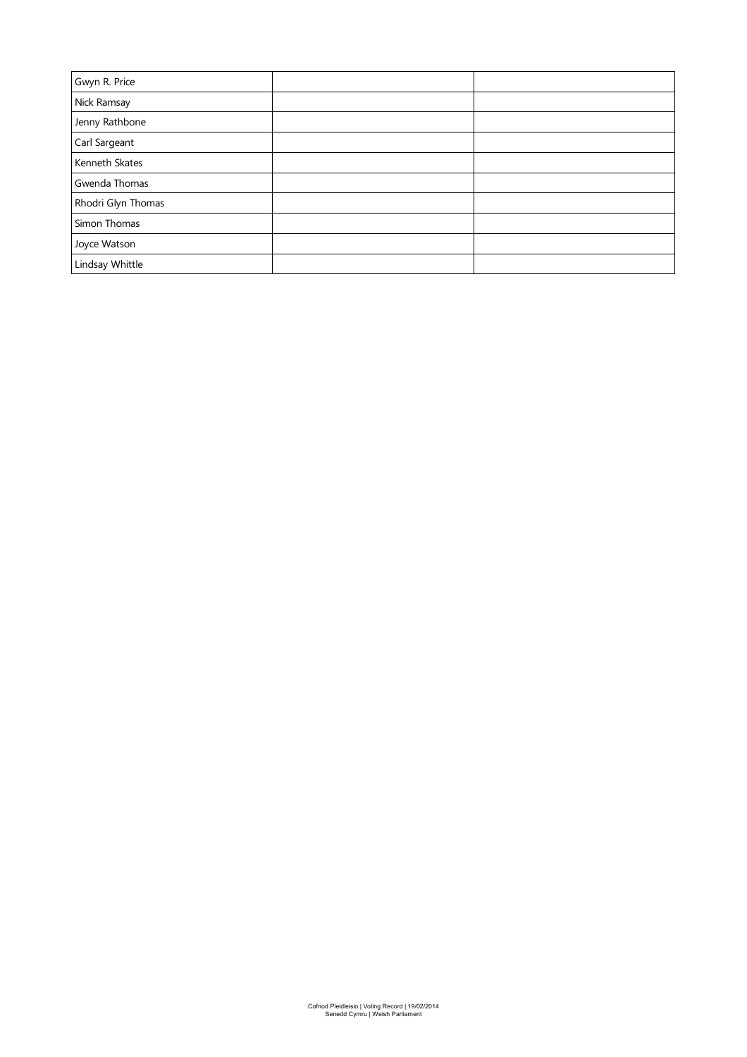| | | |
|---|---|---|
| Gwyn R. Price | | |
| Nick Ramsay | | |
| Jenny Rathbone | | |
| Carl Sargeant | | |
| Kenneth Skates | | |
| Gwenda Thomas | | |
| Rhodri Glyn Thomas | | |
| Simon Thomas | | |
| Joyce Watson | | |
| Lindsay Whittle | | |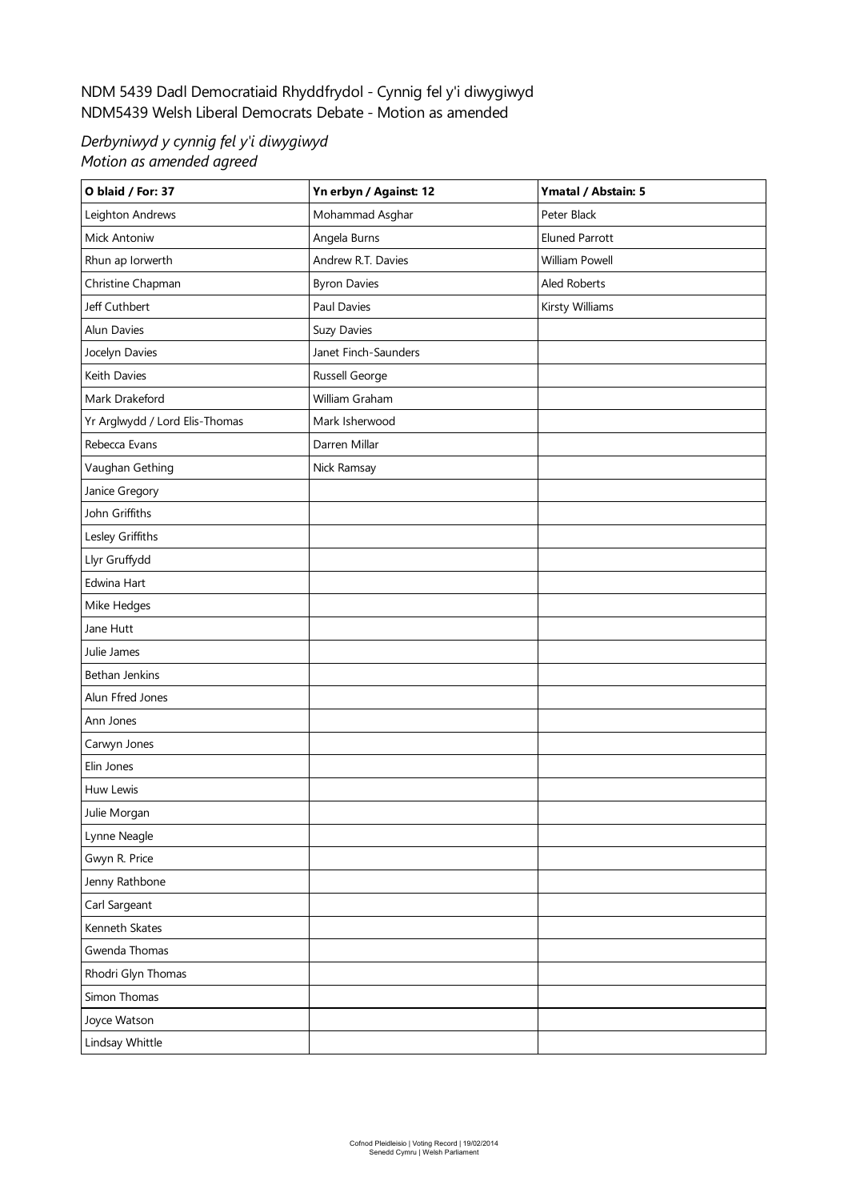NDM 5439 Dadl Democratiaid Rhyddfrydol - Cynnig fel y'i diwygiwyd
NDM5439 Welsh Liberal Democrats Debate - Motion as amended

*Derbyniwyd y cynnig fel y'i diwygiwyd*
*Motion as amended agreed*

| **O blaid / For: 37** | **Yn erbyn / Against: 12** | **Ymatal / Abstain: 5** |
|---|---|---|
| Leighton Andrews | Mohammad Asghar | Peter Black |
| Mick Antoniw | Angela Burns | Eluned Parrott |
| Rhun ap Iorwerth | Andrew R.T. Davies | William Powell |
| Christine Chapman | Byron Davies | Aled Roberts |
| Jeff Cuthbert | Paul Davies | Kirsty Williams |
| Alun Davies | Suzy Davies | |
| Jocelyn Davies | Janet Finch-Saunders | |
| Keith Davies | Russell George | |
| Mark Drakeford | William Graham | |
| Yr Arglwydd / Lord Elis-Thomas | Mark Isherwood | |
| Rebecca Evans | Darren Millar | |
| Vaughan Gething | Nick Ramsay | |
| Janice Gregory | | |
| John Griffiths | | |
| Lesley Griffiths | | |
| Llyr Gruffydd | | |
| Edwina Hart | | |
| Mike Hedges | | |
| Jane Hutt | | |
| Julie James | | |
| Bethan Jenkins | | |
| Alun Ffred Jones | | |
| Ann Jones | | |
| Carwyn Jones | | |
| Elin Jones | | |
| Huw Lewis | | |
| Julie Morgan | | |
| Lynne Neagle | | |
| Gwyn R. Price | | |
| Jenny Rathbone | | |
| Carl Sargeant | | |
| Kenneth Skates | | |
| Gwenda Thomas | | |
| Rhodri Glyn Thomas | | |
| Simon Thomas | | |
| Joyce Watson | | |
| Lindsay Whittle | | |